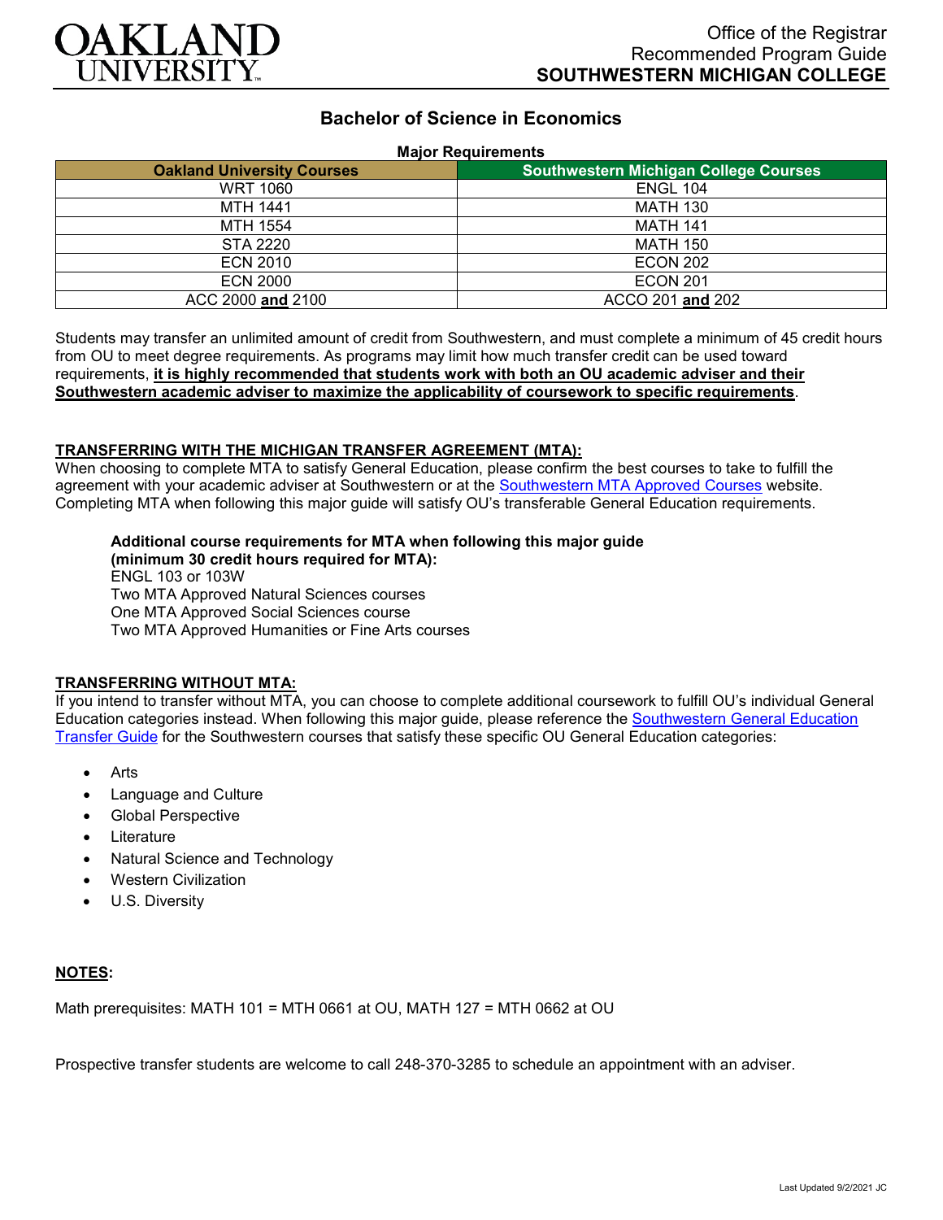OAKLAND UNIVERSITY

Office of the Registrar
Recommended Program Guide
**SOUTHWESTERN MICHIGAN COLLEGE**

# Bachelor of Science in Economics

**Major Requirements**

| Oakland University Courses | Southwestern Michigan College Courses |
|---|---|
| WRT 1060 | ENGL 104 |
| MTH 1441 | MATH 130 |
| MTH 1554 | MATH 141 |
| STA 2220 | MATH 150 |
| ECN 2010 | ECON 202 |
| ECN 2000 | ECON 201 |
| ACC 2000 **and** 2100 | ACCO 201 **and** 202 |

Students may transfer an unlimited amount of credit from Southwestern, and must complete a minimum of 45 credit hours from OU to meet degree requirements. As programs may limit how much transfer credit can be used toward requirements, **it is highly recommended that students work with both an OU academic adviser and their Southwestern academic adviser to maximize the applicability of coursework to specific requirements**.

## TRANSFERRING WITH THE MICHIGAN TRANSFER AGREEMENT (MTA):

When choosing to complete MTA to satisfy General Education, please confirm the best courses to take to fulfill the agreement with your academic adviser at Southwestern or at the Southwestern MTA Approved Courses website. Completing MTA when following this major guide will satisfy OU's transferable General Education requirements.

**Additional course requirements for MTA when following this major guide (minimum 30 credit hours required for MTA):**
ENGL 103 or 103W
Two MTA Approved Natural Sciences courses
One MTA Approved Social Sciences course
Two MTA Approved Humanities or Fine Arts courses

## TRANSFERRING WITHOUT MTA:

If you intend to transfer without MTA, you can choose to complete additional coursework to fulfill OU's individual General Education categories instead. When following this major guide, please reference the Southwestern General Education Transfer Guide for the Southwestern courses that satisfy these specific OU General Education categories:

- Arts
- Language and Culture
- Global Perspective
- Literature
- Natural Science and Technology
- Western Civilization
- U.S. Diversity

## NOTES:

Math prerequisites: MATH 101 = MTH 0661 at OU, MATH 127 = MTH 0662 at OU

Prospective transfer students are welcome to call 248-370-3285 to schedule an appointment with an adviser.

Last Updated 9/2/2021 JC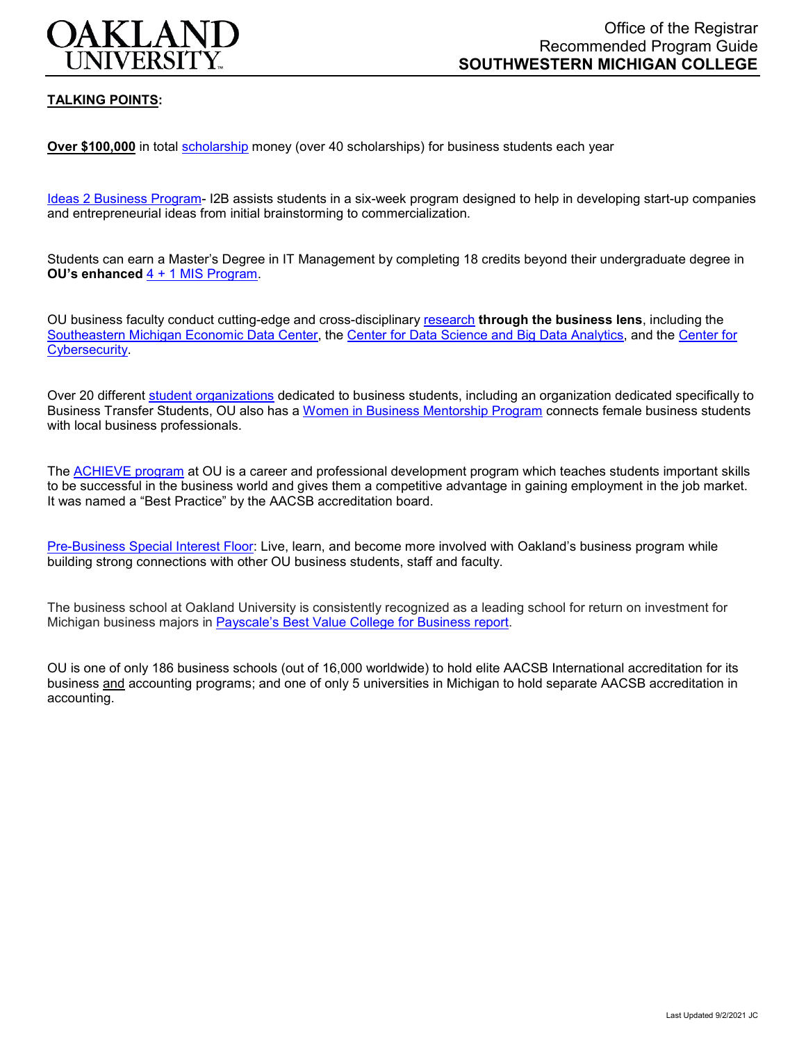**TALKING POINTS:**

**Over $100,000** in total scholarship money (over 40 scholarships) for business students each year

Ideas 2 Business Program- I2B assists students in a six-week program designed to help in developing start-up companies and entrepreneurial ideas from initial brainstorming to commercialization.

Students can earn a Master's Degree in IT Management by completing 18 credits beyond their undergraduate degree in **OU's enhanced** 4 + 1 MIS Program.

OU business faculty conduct cutting-edge and cross-disciplinary research **through the business lens**, including the Southeastern Michigan Economic Data Center, the Center for Data Science and Big Data Analytics, and the Center for Cybersecurity.

Over 20 different student organizations dedicated to business students, including an organization dedicated specifically to Business Transfer Students, OU also has a Women in Business Mentorship Program connects female business students with local business professionals.

The ACHIEVE program at OU is a career and professional development program which teaches students important skills to be successful in the business world and gives them a competitive advantage in gaining employment in the job market. It was named a "Best Practice" by the AACSB accreditation board.

Pre-Business Special Interest Floor: Live, learn, and become more involved with Oakland's business program while building strong connections with other OU business students, staff and faculty.

The business school at Oakland University is consistently recognized as a leading school for return on investment for Michigan business majors in Payscale's Best Value College for Business report.

OU is one of only 186 business schools (out of 16,000 worldwide) to hold elite AACSB International accreditation for its business and accounting programs; and one of only 5 universities in Michigan to hold separate AACSB accreditation in accounting.